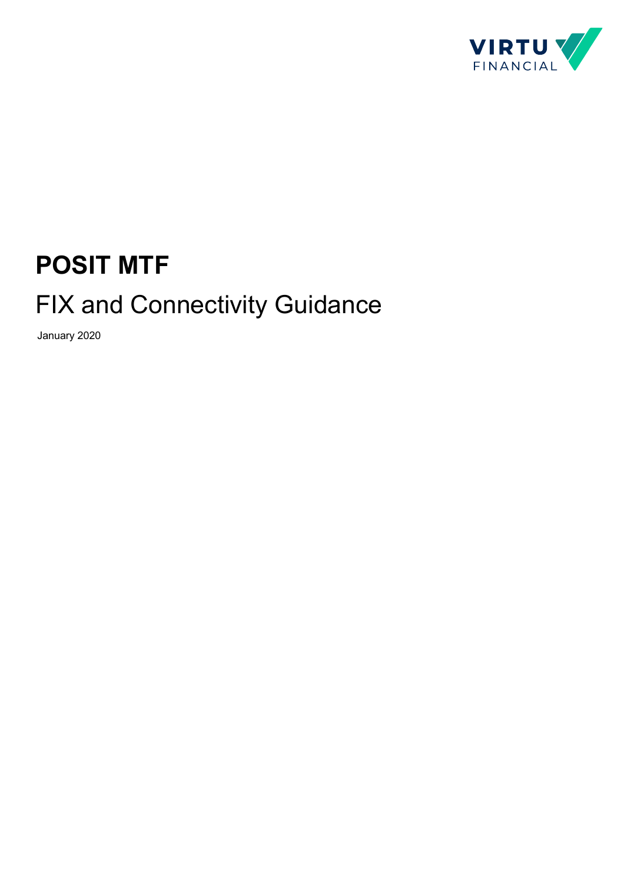# POSIT MTF

## FIX and Connectivity Guidance

January 2020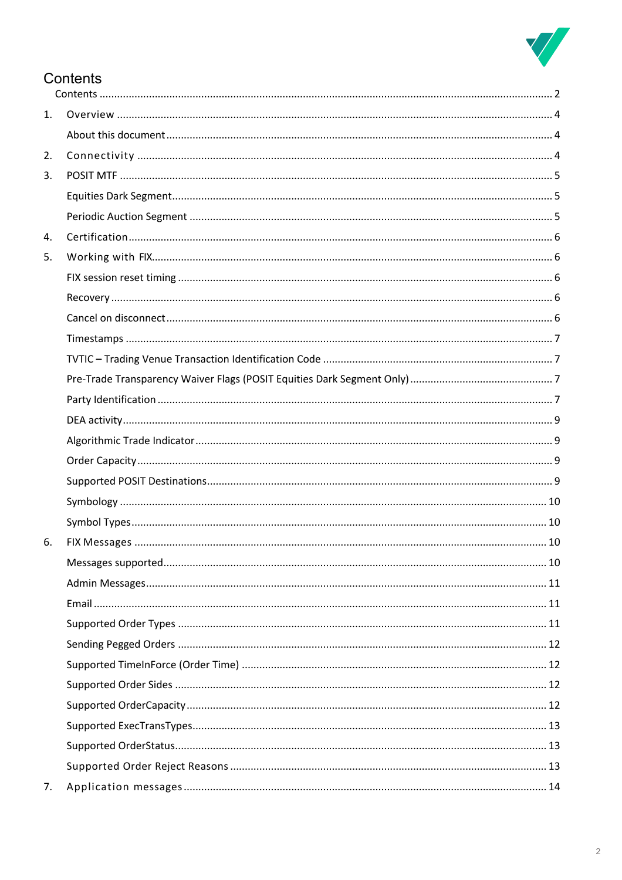# Contents

Contents ... 2

1. Overview ... 4
   - About this document ... 4
2. Connectivity ... 4
3. POSIT MTF ... 5
   - Equities Dark Segment ... 5
   - Periodic Auction Segment ... 5
4. Certification ... 6
5. Working with FIX ... 6
   - FIX session reset timing ... 6
   - Recovery ... 6
   - Cancel on disconnect ... 6
   - Timestamps ... 7
   - TVTIC – Trading Venue Transaction Identification Code ... 7
   - Pre-Trade Transparency Waiver Flags (POSIT Equities Dark Segment Only) ... 7
   - Party Identification ... 7
   - DEA activity ... 9
   - Algorithmic Trade Indicator ... 9
   - Order Capacity ... 9
   - Supported POSIT Destinations ... 9
   - Symbology ... 10
   - Symbol Types ... 10
6. FIX Messages ... 10
   - Messages supported ... 10
   - Admin Messages ... 11
   - Email ... 11
   - Supported Order Types ... 11
   - Sending Pegged Orders ... 12
   - Supported TimeInForce (Order Time) ... 12
   - Supported Order Sides ... 12
   - Supported OrderCapacity ... 12
   - Supported ExecTransTypes ... 13
   - Supported OrderStatus ... 13
   - Supported Order Reject Reasons ... 13
7. Application messages ... 14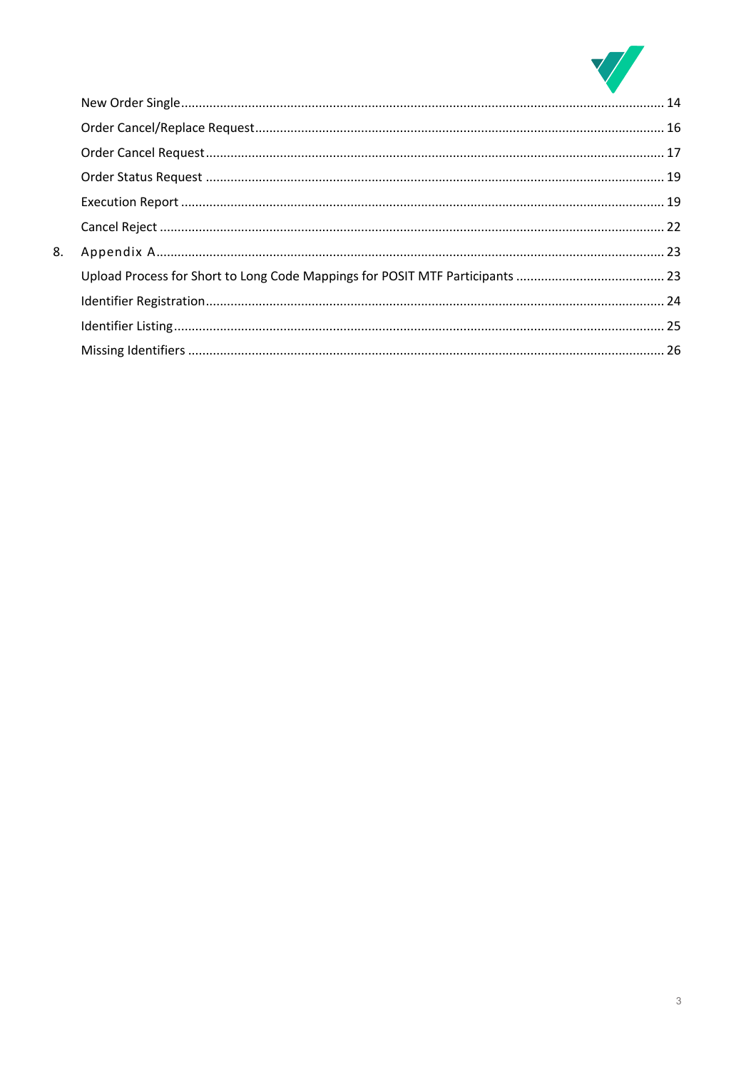New Order Single ........................................................................................................................ 14

Order Cancel/Replace Request .................................................................................................. 16

Order Cancel Request ................................................................................................................ 17

Order Status Request ................................................................................................................ 19

Execution Report ....................................................................................................................... 19

Cancel Reject ............................................................................................................................. 22

8. Appendix A ............................................................................................................................. 23

Upload Process for Short to Long Code Mappings for POSIT MTF Participants .......................................... 23

Identifier Registration ................................................................................................................ 24

Identifier Listing ......................................................................................................................... 25

Missing Identifiers ..................................................................................................................... 26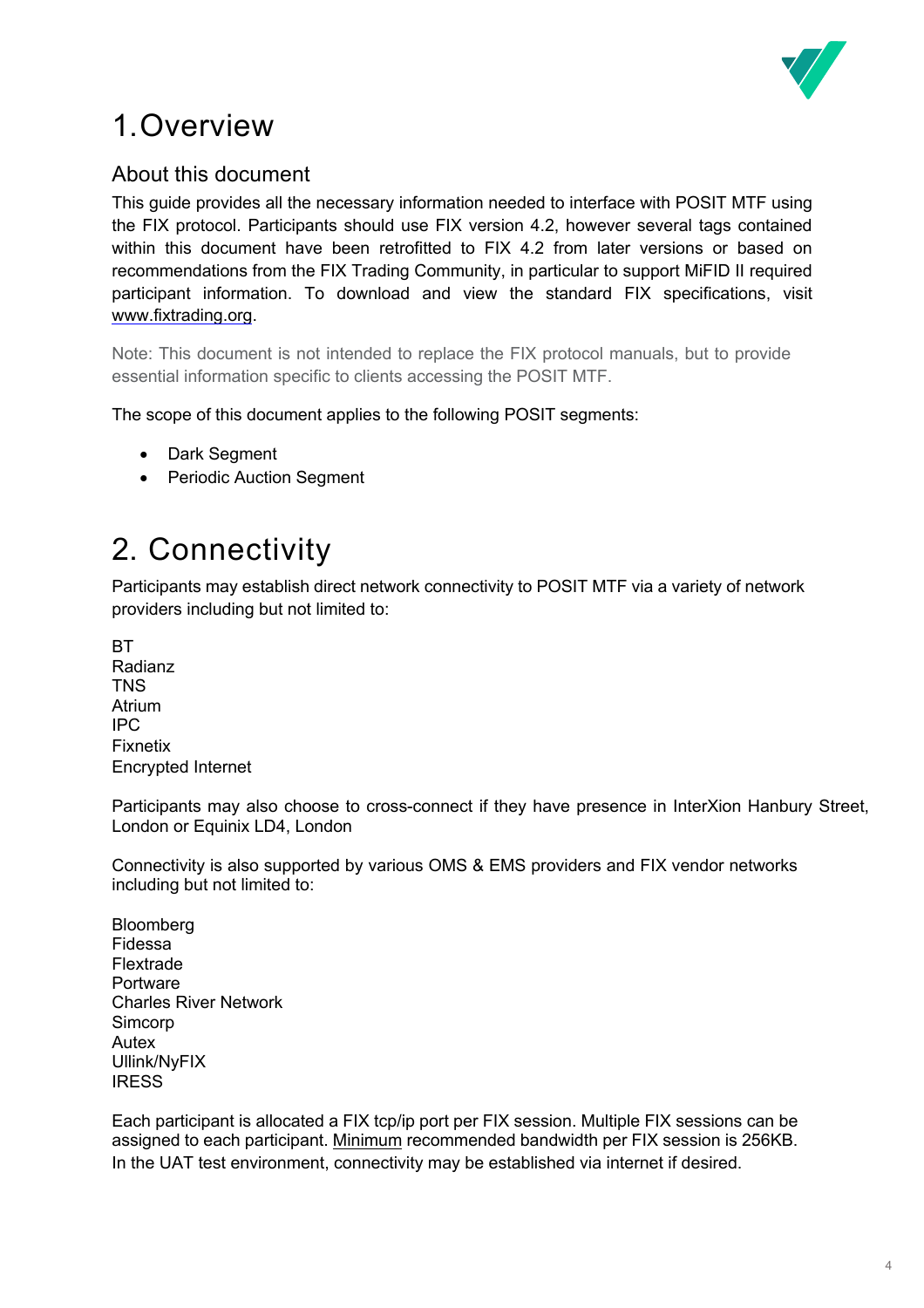# 1. Overview

## About this document

This guide provides all the necessary information needed to interface with POSIT MTF using the FIX protocol. Participants should use FIX version 4.2, however several tags contained within this document have been retrofitted to FIX 4.2 from later versions or based on recommendations from the FIX Trading Community, in particular to support MiFID II required participant information. To download and view the standard FIX specifications, visit www.fixtrading.org.

Note: This document is not intended to replace the FIX protocol manuals, but to provide essential information specific to clients accessing the POSIT MTF.

The scope of this document applies to the following POSIT segments:

- Dark Segment
- Periodic Auction Segment

# 2. Connectivity

Participants may establish direct network connectivity to POSIT MTF via a variety of network providers including but not limited to:

BT  
Radianz  
TNS  
Atrium  
IPC  
Fixnetix  
Encrypted Internet

Participants may also choose to cross-connect if they have presence in InterXion Hanbury Street, London or Equinix LD4, London

Connectivity is also supported by various OMS & EMS providers and FIX vendor networks including but not limited to:

Bloomberg  
Fidessa  
Flextrade  
Portware  
Charles River Network  
Simcorp  
Autex  
Ullink/NyFIX  
IRESS

Each participant is allocated a FIX tcp/ip port per FIX session. Multiple FIX sessions can be assigned to each participant. Minimum recommended bandwidth per FIX session is 256KB. In the UAT test environment, connectivity may be established via internet if desired.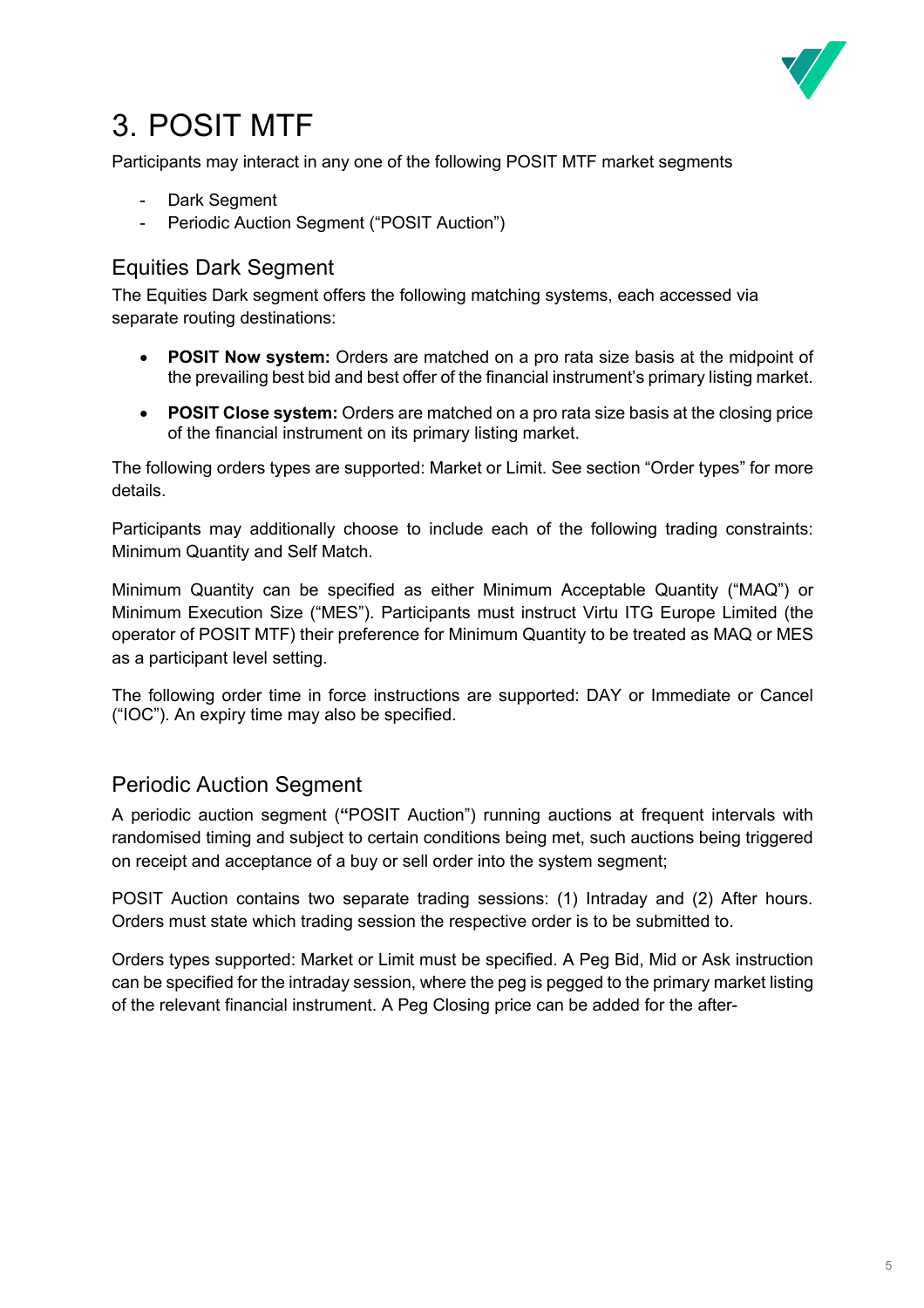# 3. POSIT MTF

Participants may interact in any one of the following POSIT MTF market segments

- Dark Segment
- Periodic Auction Segment ("POSIT Auction")

## Equities Dark Segment

The Equities Dark segment offers the following matching systems, each accessed via separate routing destinations:

- **POSIT Now system:** Orders are matched on a pro rata size basis at the midpoint of the prevailing best bid and best offer of the financial instrument's primary listing market.
- **POSIT Close system:** Orders are matched on a pro rata size basis at the closing price of the financial instrument on its primary listing market.

The following orders types are supported: Market or Limit. See section "Order types" for more details.

Participants may additionally choose to include each of the following trading constraints: Minimum Quantity and Self Match.

Minimum Quantity can be specified as either Minimum Acceptable Quantity ("MAQ") or Minimum Execution Size ("MES"). Participants must instruct Virtu ITG Europe Limited (the operator of POSIT MTF) their preference for Minimum Quantity to be treated as MAQ or MES as a participant level setting.

The following order time in force instructions are supported: DAY or Immediate or Cancel ("IOC"). An expiry time may also be specified.

## Periodic Auction Segment

A periodic auction segment (**"**POSIT Auction") running auctions at frequent intervals with randomised timing and subject to certain conditions being met, such auctions being triggered on receipt and acceptance of a buy or sell order into the system segment;

POSIT Auction contains two separate trading sessions: (1) Intraday and (2) After hours. Orders must state which trading session the respective order is to be submitted to.

Orders types supported: Market or Limit must be specified. A Peg Bid, Mid or Ask instruction can be specified for the intraday session, where the peg is pegged to the primary market listing of the relevant financial instrument. A Peg Closing price can be added for the after-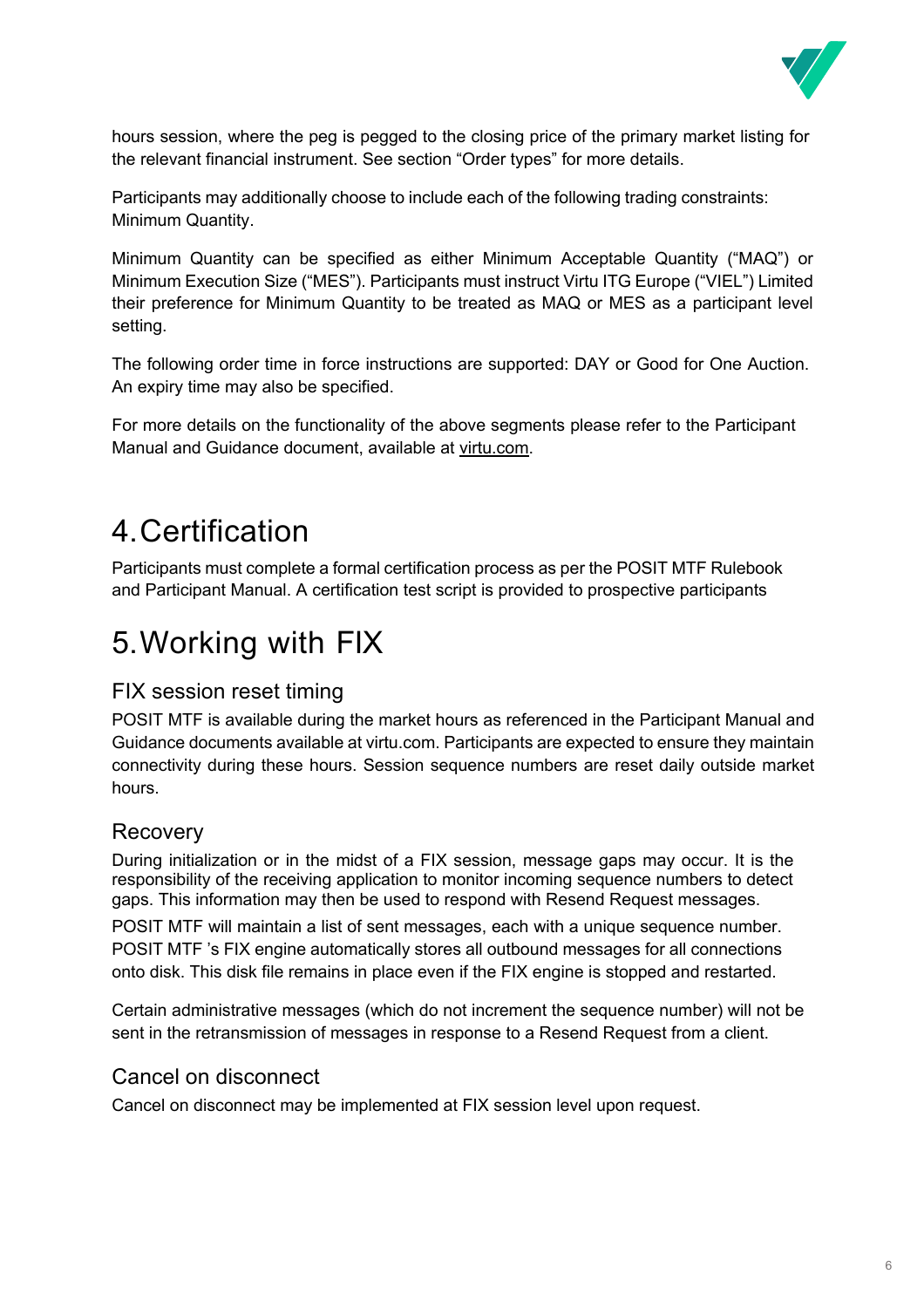hours session, where the peg is pegged to the closing price of the primary market listing for the relevant financial instrument. See section "Order types" for more details.

Participants may additionally choose to include each of the following trading constraints: Minimum Quantity.

Minimum Quantity can be specified as either Minimum Acceptable Quantity ("MAQ") or Minimum Execution Size ("MES"). Participants must instruct Virtu ITG Europe ("VIEL") Limited their preference for Minimum Quantity to be treated as MAQ or MES as a participant level setting.

The following order time in force instructions are supported: DAY or Good for One Auction. An expiry time may also be specified.

For more details on the functionality of the above segments please refer to the Participant Manual and Guidance document, available at virtu.com.

# 4. Certification

Participants must complete a formal certification process as per the POSIT MTF Rulebook and Participant Manual. A certification test script is provided to prospective participants

# 5. Working with FIX

## FIX session reset timing

POSIT MTF is available during the market hours as referenced in the Participant Manual and Guidance documents available at virtu.com. Participants are expected to ensure they maintain connectivity during these hours. Session sequence numbers are reset daily outside market hours.

## Recovery

During initialization or in the midst of a FIX session, message gaps may occur. It is the responsibility of the receiving application to monitor incoming sequence numbers to detect gaps. This information may then be used to respond with Resend Request messages.

POSIT MTF will maintain a list of sent messages, each with a unique sequence number. POSIT MTF 's FIX engine automatically stores all outbound messages for all connections onto disk. This disk file remains in place even if the FIX engine is stopped and restarted.

Certain administrative messages (which do not increment the sequence number) will not be sent in the retransmission of messages in response to a Resend Request from a client.

## Cancel on disconnect

Cancel on disconnect may be implemented at FIX session level upon request.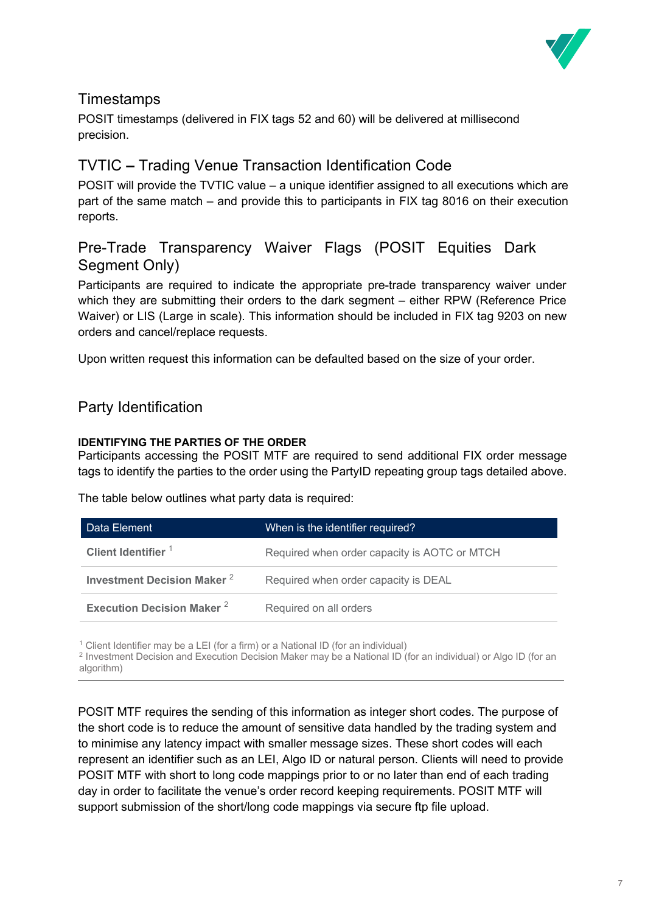## Timestamps

POSIT timestamps (delivered in FIX tags 52 and 60) will be delivered at millisecond precision.

## TVTIC – Trading Venue Transaction Identification Code

POSIT will provide the TVTIC value – a unique identifier assigned to all executions which are part of the same match – and provide this to participants in FIX tag 8016 on their execution reports.

## Pre-Trade Transparency Waiver Flags (POSIT Equities Dark Segment Only)

Participants are required to indicate the appropriate pre-trade transparency waiver under which they are submitting their orders to the dark segment – either RPW (Reference Price Waiver) or LIS (Large in scale). This information should be included in FIX tag 9203 on new orders and cancel/replace requests.

Upon written request this information can be defaulted based on the size of your order.

## Party Identification

**IDENTIFYING THE PARTIES OF THE ORDER**

Participants accessing the POSIT MTF are required to send additional FIX order message tags to identify the parties to the order using the PartyID repeating group tags detailed above.

The table below outlines what party data is required:

| Data Element | When is the identifier required? |
|---|---|
| **Client Identifier** [1] | Required when order capacity is AOTC or MTCH |
| **Investment Decision Maker** [2] | Required when order capacity is DEAL |
| **Execution Decision Maker** [2] | Required on all orders |

[1] Client Identifier may be a LEI (for a firm) or a National ID (for an individual)
[2] Investment Decision and Execution Decision Maker may be a National ID (for an individual) or Algo ID (for an algorithm)

POSIT MTF requires the sending of this information as integer short codes. The purpose of the short code is to reduce the amount of sensitive data handled by the trading system and to minimise any latency impact with smaller message sizes. These short codes will each represent an identifier such as an LEI, Algo ID or natural person. Clients will need to provide POSIT MTF with short to long code mappings prior to or no later than end of each trading day in order to facilitate the venue's order record keeping requirements. POSIT MTF will support submission of the short/long code mappings via secure ftp file upload.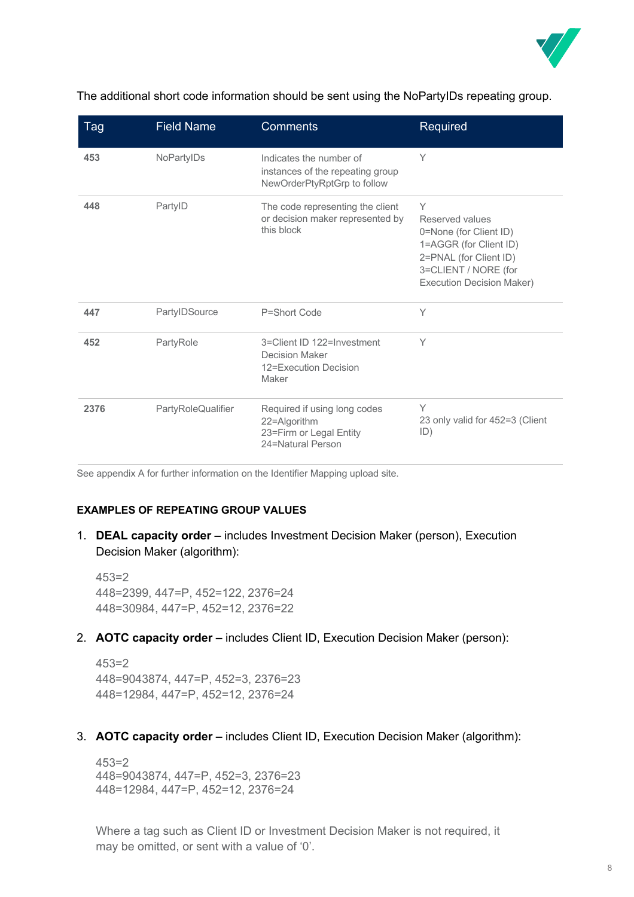The additional short code information should be sent using the NoPartyIDs repeating group.

| Tag | Field Name | Comments | Required |
|---|---|---|---|
| **453** | NoPartyIDs | Indicates the number of instances of the repeating group NewOrderPtyRptGrp to follow | Y |
| **448** | PartyID | The code representing the client or decision maker represented by this block | Y<br>Reserved values<br>0=None (for Client ID)<br>1=AGGR (for Client ID)<br>2=PNAL (for Client ID)<br>3=CLIENT / NORE (for Execution Decision Maker) |
| **447** | PartyIDSource | P=Short Code | Y |
| **452** | PartyRole | 3=Client ID 122=Investment Decision Maker<br>12=Execution Decision Maker | Y |
| **2376** | PartyRoleQualifier | Required if using long codes<br>22=Algorithm<br>23=Firm or Legal Entity<br>24=Natural Person | Y<br>23 only valid for 452=3 (Client ID) |

See appendix A for further information on the Identifier Mapping upload site.

**EXAMPLES OF REPEATING GROUP VALUES**

1. **DEAL capacity order –** includes Investment Decision Maker (person), Execution Decision Maker (algorithm):

   453=2
   448=2399, 447=P, 452=122, 2376=24
   448=30984, 447=P, 452=12, 2376=22

2. **AOTC capacity order –** includes Client ID, Execution Decision Maker (person):

   453=2
   448=9043874, 447=P, 452=3, 2376=23
   448=12984, 447=P, 452=12, 2376=24

3. **AOTC capacity order –** includes Client ID, Execution Decision Maker (algorithm):

   453=2
   448=9043874, 447=P, 452=3, 2376=23
   448=12984, 447=P, 452=12, 2376=24

   Where a tag such as Client ID or Investment Decision Maker is not required, it may be omitted, or sent with a value of ‘0’.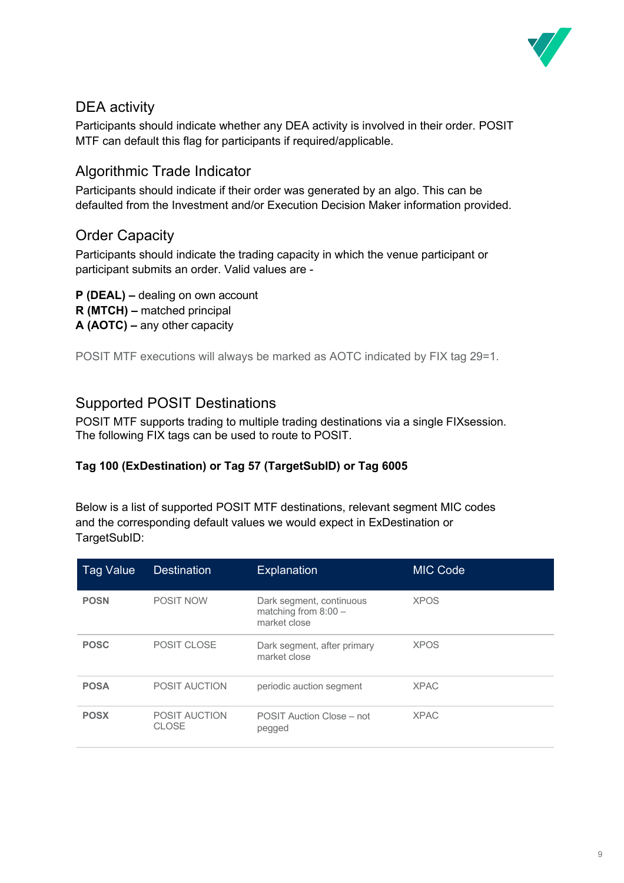## DEA activity

Participants should indicate whether any DEA activity is involved in their order. POSIT MTF can default this flag for participants if required/applicable.

## Algorithmic Trade Indicator

Participants should indicate if their order was generated by an algo. This can be defaulted from the Investment and/or Execution Decision Maker information provided.

## Order Capacity

Participants should indicate the trading capacity in which the venue participant or participant submits an order. Valid values are -

**P (DEAL) –** dealing on own account
**R (MTCH) –** matched principal
**A (AOTC) –** any other capacity

POSIT MTF executions will always be marked as AOTC indicated by FIX tag 29=1.

## Supported POSIT Destinations

POSIT MTF supports trading to multiple trading destinations via a single FIXsession. The following FIX tags can be used to route to POSIT.

**Tag 100 (ExDestination) or Tag 57 (TargetSubID) or Tag 6005**

Below is a list of supported POSIT MTF destinations, relevant segment MIC codes and the corresponding default values we would expect in ExDestination or TargetSubID:

| Tag Value | Destination | Explanation | MIC Code |
|---|---|---|---|
| **POSN** | POSIT NOW | Dark segment, continuous matching from 8:00 – market close | XPOS |
| **POSC** | POSIT CLOSE | Dark segment, after primary market close | XPOS |
| **POSA** | POSIT AUCTION | periodic auction segment | XPAC |
| **POSX** | POSIT AUCTION CLOSE | POSIT Auction Close – not pegged | XPAC |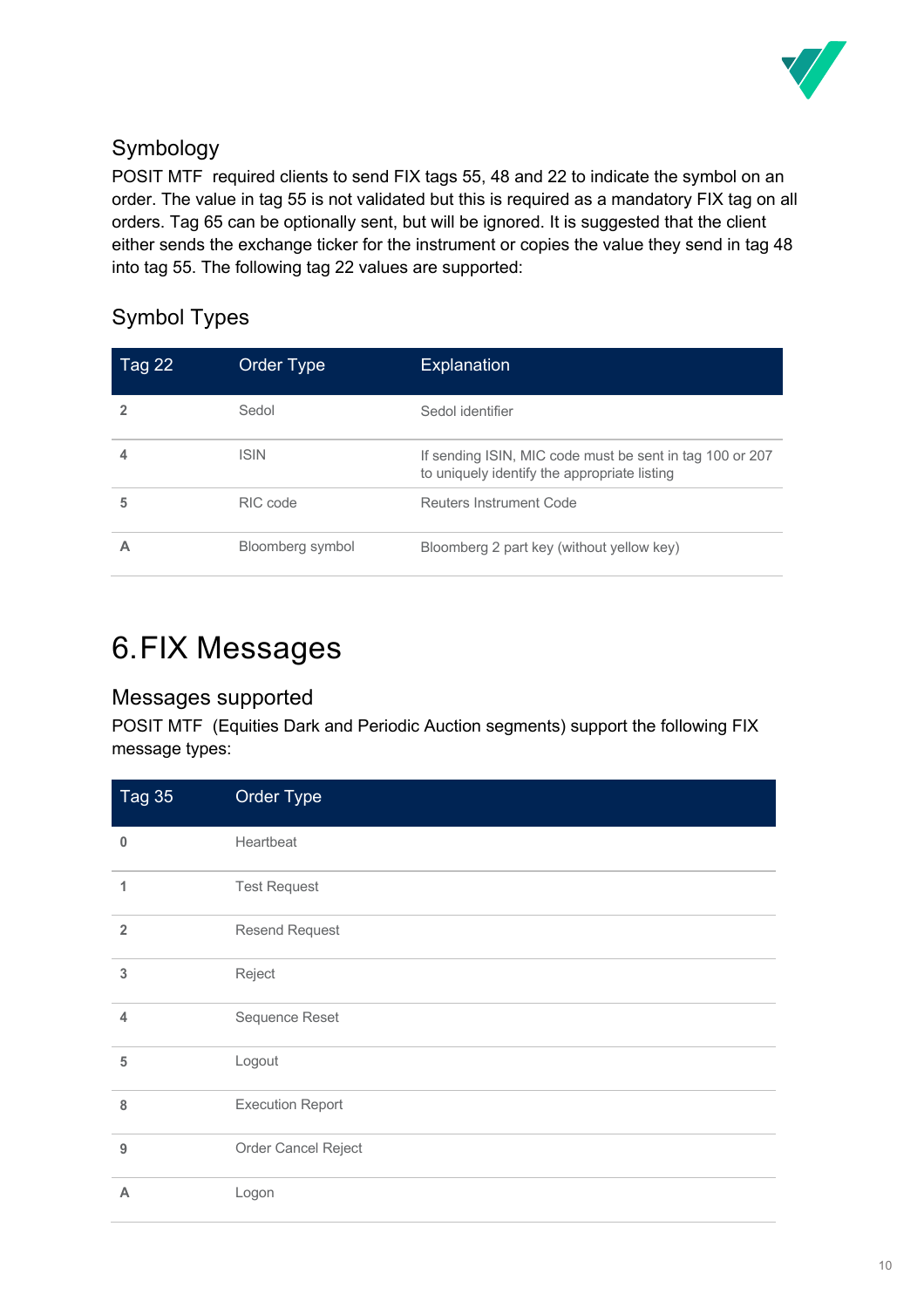## Symbology

POSIT MTF  required clients to send FIX tags 55, 48 and 22 to indicate the symbol on an order. The value in tag 55 is not validated but this is required as a mandatory FIX tag on all orders. Tag 65 can be optionally sent, but will be ignored. It is suggested that the client either sends the exchange ticker for the instrument or copies the value they send in tag 48 into tag 55. The following tag 22 values are supported:

### Symbol Types

| Tag 22 | Order Type | Explanation |
|---|---|---|
| **2** | Sedol | Sedol identifier |
| **4** | ISIN | If sending ISIN, MIC code must be sent in tag 100 or 207 to uniquely identify the appropriate listing |
| **5** | RIC code | Reuters Instrument Code |
| **A** | Bloomberg symbol | Bloomberg 2 part key (without yellow key) |

# 6. FIX Messages

## Messages supported

POSIT MTF  (Equities Dark and Periodic Auction segments) support the following FIX message types:

| Tag 35 | Order Type |
|---|---|
| **0** | Heartbeat |
| **1** | Test Request |
| **2** | Resend Request |
| **3** | Reject |
| **4** | Sequence Reset |
| **5** | Logout |
| **8** | Execution Report |
| **9** | Order Cancel Reject |
| **A** | Logon |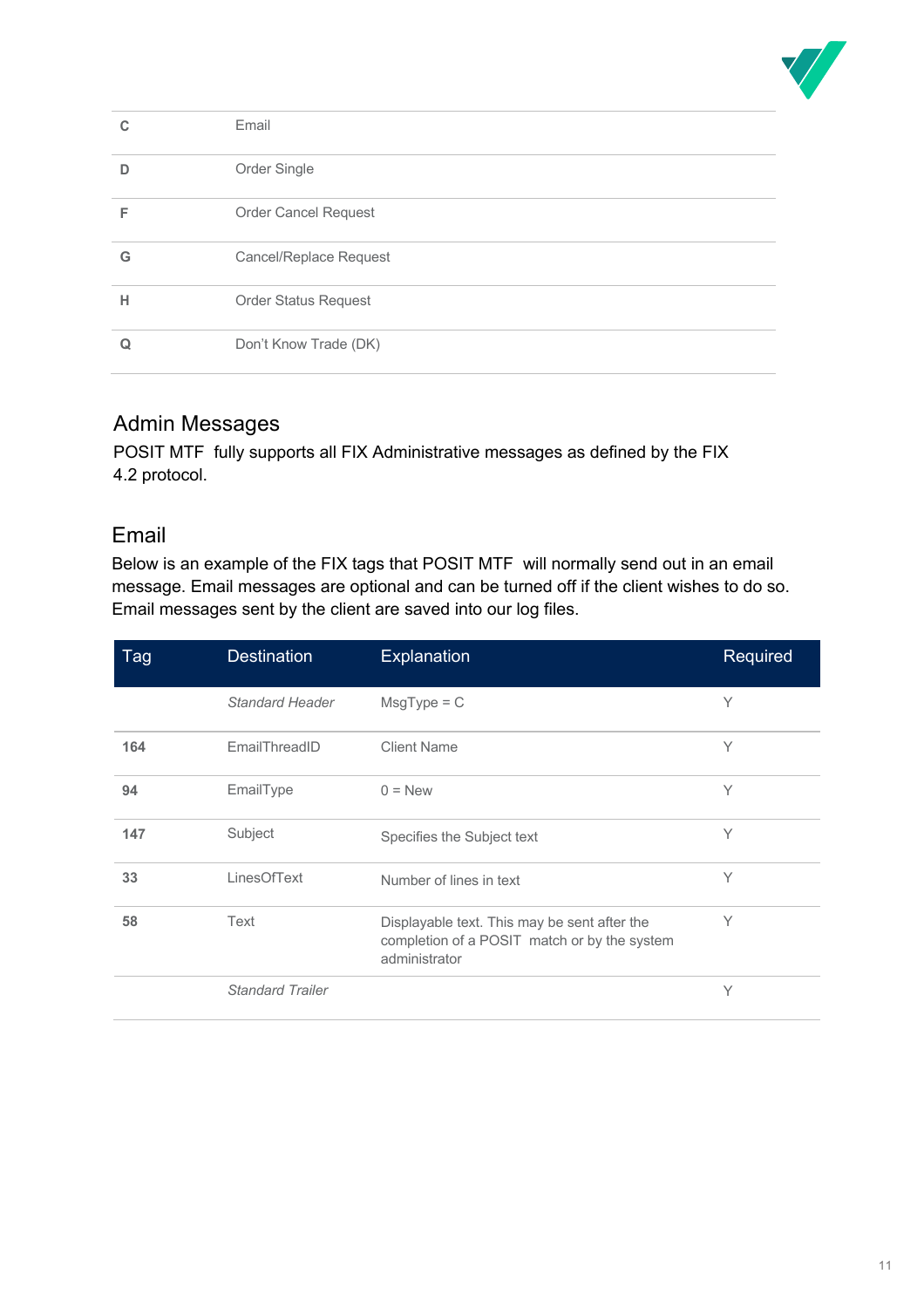| | |
|---|---|
| **C** | Email |
| **D** | Order Single |
| **F** | Order Cancel Request |
| **G** | Cancel/Replace Request |
| **H** | Order Status Request |
| **Q** | Don't Know Trade (DK) |

## Admin Messages

POSIT MTF fully supports all FIX Administrative messages as defined by the FIX 4.2 protocol.

## Email

Below is an example of the FIX tags that POSIT MTF will normally send out in an email message. Email messages are optional and can be turned off if the client wishes to do so. Email messages sent by the client are saved into our log files.

| Tag | Destination | Explanation | Required |
|---|---|---|---|
| | *Standard Header* | MsgType = C | Y |
| **164** | EmailThreadID | Client Name | Y |
| **94** | EmailType | 0 = New | Y |
| **147** | Subject | Specifies the Subject text | Y |
| **33** | LinesOfText | Number of lines in text | Y |
| **58** | Text | Displayable text. This may be sent after the completion of a POSIT match or by the system administrator | Y |
| | *Standard Trailer* | | Y |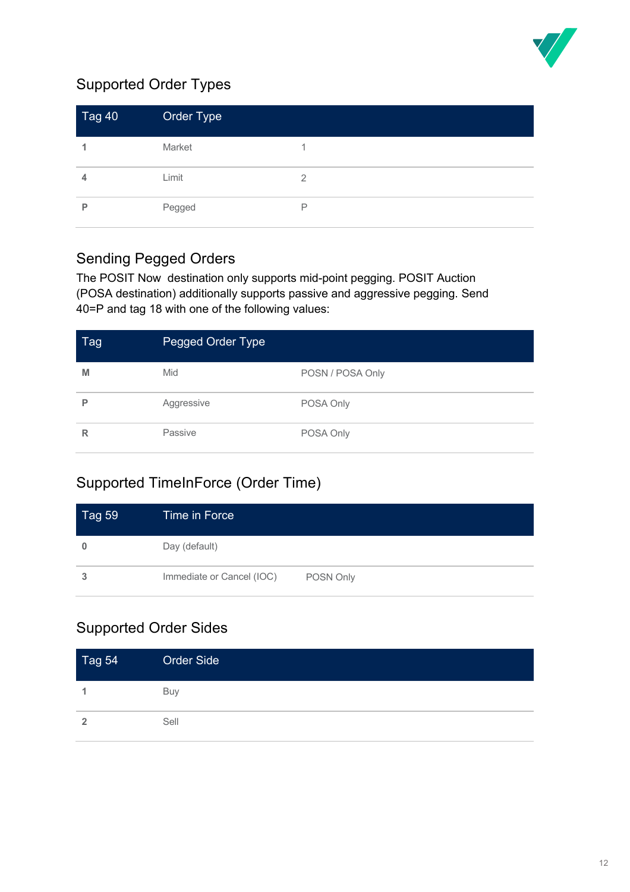## Supported Order Types

| Tag 40 | Order Type | |
|---|---|---|
| **1** | Market | 1 |
| **4** | Limit | 2 |
| **P** | Pegged | P |

## Sending Pegged Orders

The POSIT Now destination only supports mid-point pegging. POSIT Auction (POSA destination) additionally supports passive and aggressive pegging. Send 40=P and tag 18 with one of the following values:

| Tag | Pegged Order Type | |
|---|---|---|
| **M** | Mid | POSN / POSA Only |
| **P** | Aggressive | POSA Only |
| **R** | Passive | POSA Only |

## Supported TimeInForce (Order Time)

| Tag 59 | Time in Force | |
|---|---|---|
| **0** | Day (default) | |
| **3** | Immediate or Cancel (IOC) | POSN Only |

## Supported Order Sides

| Tag 54 | Order Side |
|---|---|
| **1** | Buy |
| **2** | Sell |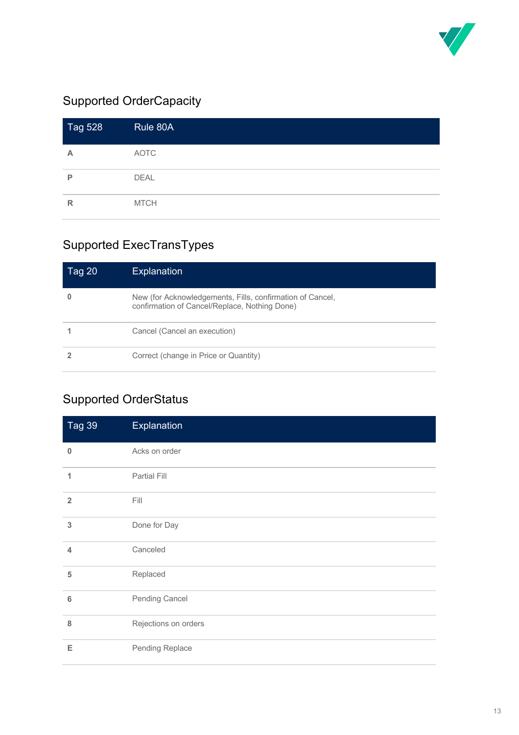## Supported OrderCapacity

| Tag 528 | Rule 80A |
|---|---|
| **A** | AOTC |
| **P** | DEAL |
| **R** | MTCH |

## Supported ExecTransTypes

| Tag 20 | Explanation |
|---|---|
| **0** | New (for Acknowledgements, Fills, confirmation of Cancel, confirmation of Cancel/Replace, Nothing Done) |
| **1** | Cancel (Cancel an execution) |
| **2** | Correct (change in Price or Quantity) |

## Supported OrderStatus

| Tag 39 | Explanation |
|---|---|
| **0** | Acks on order |
| **1** | Partial Fill |
| **2** | Fill |
| **3** | Done for Day |
| **4** | Canceled |
| **5** | Replaced |
| **6** | Pending Cancel |
| **8** | Rejections on orders |
| **E** | Pending Replace |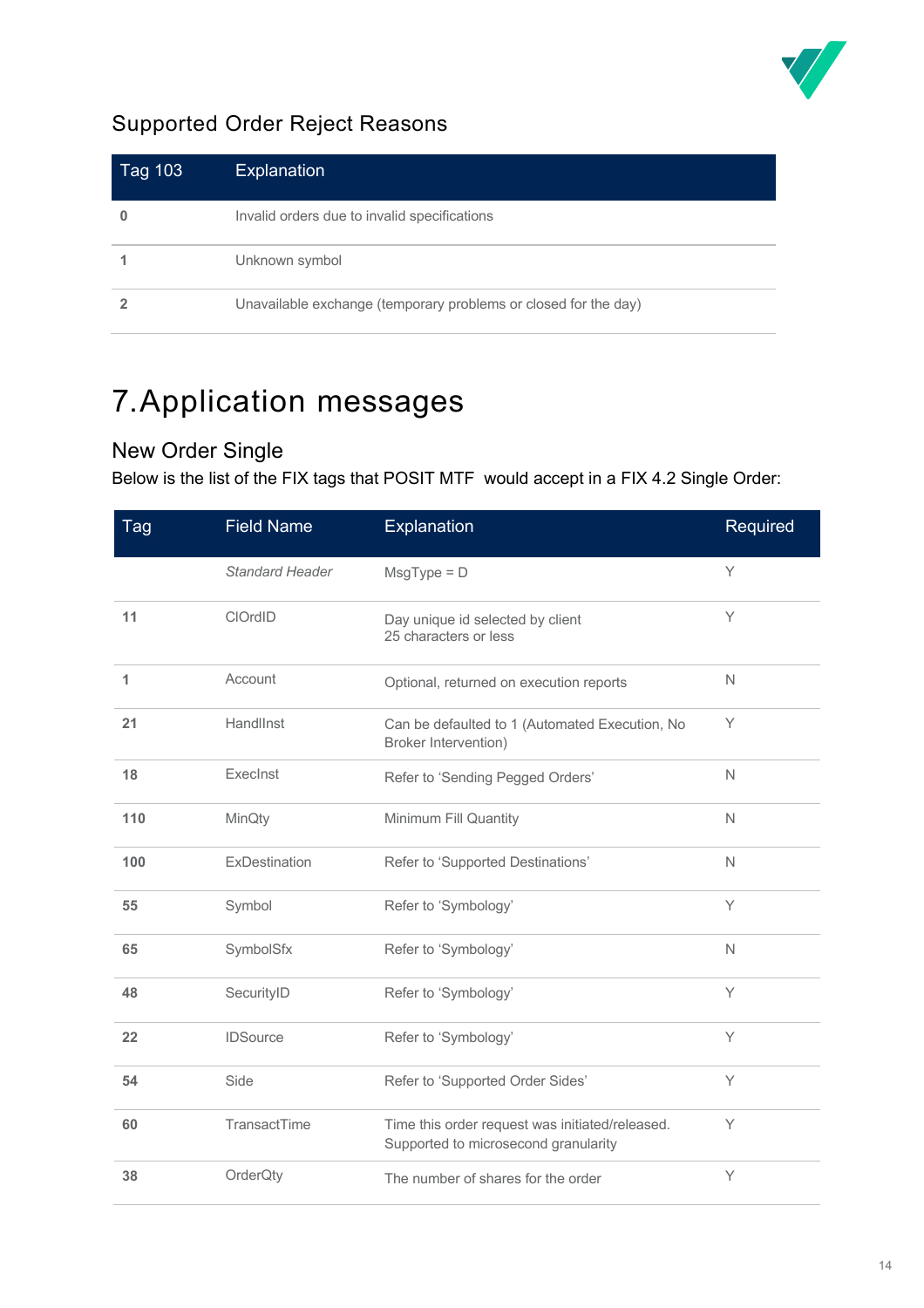## Supported Order Reject Reasons

| Tag 103 | Explanation |
| --- | --- |
| **0** | Invalid orders due to invalid specifications |
| **1** | Unknown symbol |
| **2** | Unavailable exchange (temporary problems or closed for the day) |

# 7. Application messages

## New Order Single

Below is the list of the FIX tags that POSIT MTF would accept in a FIX 4.2 Single Order:

| Tag | Field Name | Explanation | Required |
| --- | --- | --- | --- |
| | *Standard Header* | MsgType = D | Y |
| **11** | ClOrdID | Day unique id selected by client<br>25 characters or less | Y |
| **1** | Account | Optional, returned on execution reports | N |
| **21** | HandlInst | Can be defaulted to 1 (Automated Execution, No Broker Intervention) | Y |
| **18** | ExecInst | Refer to ‘Sending Pegged Orders’ | N |
| **110** | MinQty | Minimum Fill Quantity | N |
| **100** | ExDestination | Refer to ‘Supported Destinations’ | N |
| **55** | Symbol | Refer to ‘Symbology’ | Y |
| **65** | SymbolSfx | Refer to ‘Symbology’ | N |
| **48** | SecurityID | Refer to ‘Symbology’ | Y |
| **22** | IDSource | Refer to ‘Symbology’ | Y |
| **54** | Side | Refer to ‘Supported Order Sides’ | Y |
| **60** | TransactTime | Time this order request was initiated/released. Supported to microsecond granularity | Y |
| **38** | OrderQty | The number of shares for the order | Y |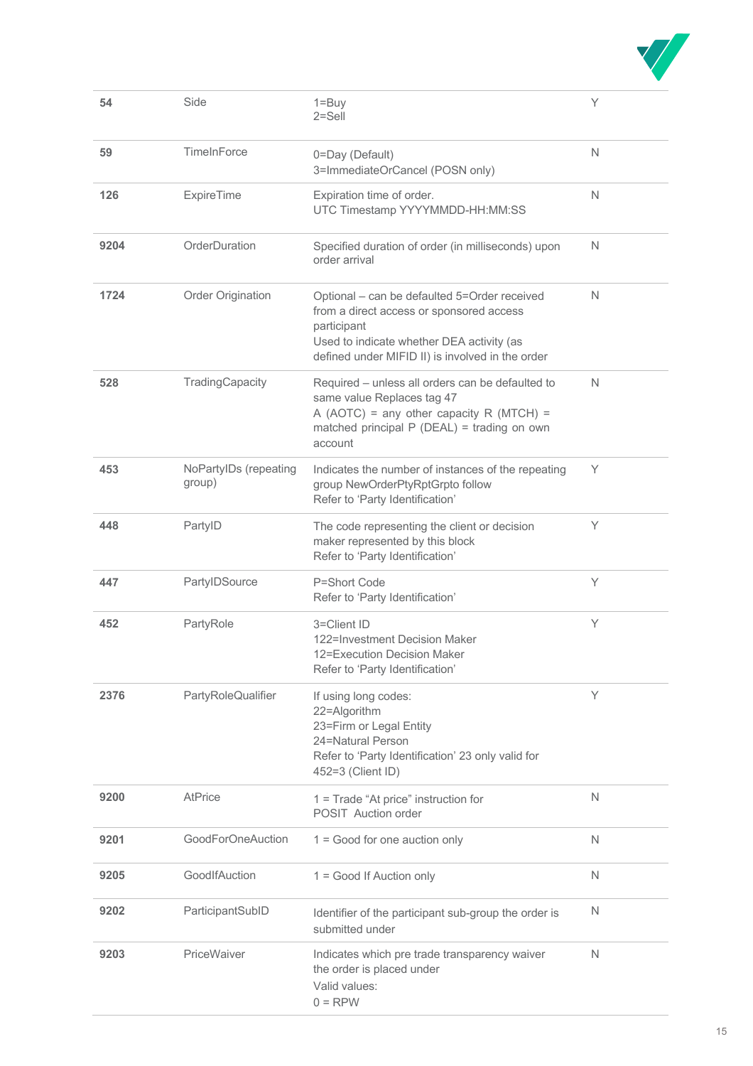| 54 | Side | 1=Buy<br>2=Sell | Y |
|---|---|---|---|
| 59 | TimeInForce | 0=Day (Default)<br>3=ImmediateOrCancel (POSN only) | N |
| 126 | ExpireTime | Expiration time of order.<br>UTC Timestamp YYYYMMDD-HH:MM:SS | N |
| 9204 | OrderDuration | Specified duration of order (in milliseconds) upon order arrival | N |
| 1724 | Order Origination | Optional – can be defaulted 5=Order received from a direct access or sponsored access participant<br>Used to indicate whether DEA activity (as defined under MIFID II) is involved in the order | N |
| 528 | TradingCapacity | Required – unless all orders can be defaulted to same value Replaces tag 47<br>A (AOTC) = any other capacity R (MTCH) = matched principal P (DEAL) = trading on own account | N |
| 453 | NoPartyIDs (repeating group) | Indicates the number of instances of the repeating group NewOrderPtyRptGrpto follow<br>Refer to 'Party Identification' | Y |
| 448 | PartyID | The code representing the client or decision maker represented by this block<br>Refer to 'Party Identification' | Y |
| 447 | PartyIDSource | P=Short Code<br>Refer to 'Party Identification' | Y |
| 452 | PartyRole | 3=Client ID<br>122=Investment Decision Maker<br>12=Execution Decision Maker<br>Refer to 'Party Identification' | Y |
| 2376 | PartyRoleQualifier | If using long codes:<br>22=Algorithm<br>23=Firm or Legal Entity<br>24=Natural Person<br>Refer to 'Party Identification' 23 only valid for 452=3 (Client ID) | Y |
| 9200 | AtPrice | 1 = Trade "At price" instruction for POSIT Auction order | N |
| 9201 | GoodForOneAuction | 1 = Good for one auction only | N |
| 9205 | GoodIfAuction | 1 = Good If Auction only | N |
| 9202 | ParticipantSubID | Identifier of the participant sub-group the order is submitted under | N |
| 9203 | PriceWaiver | Indicates which pre trade transparency waiver the order is placed under<br>Valid values:<br>0 = RPW | N |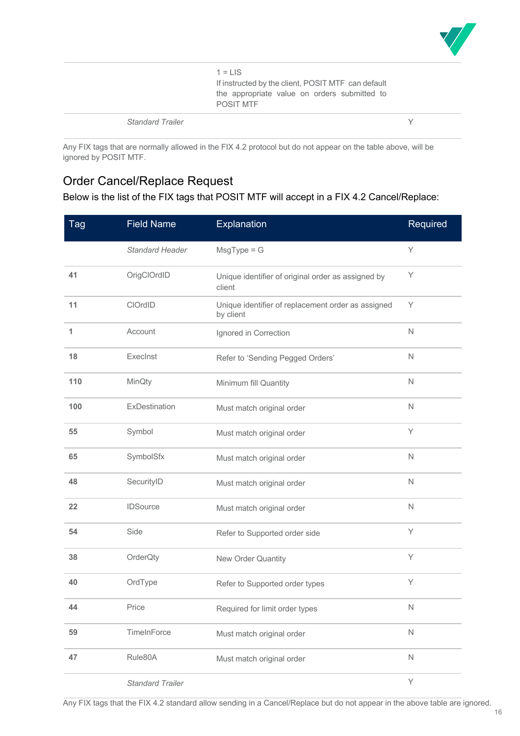| | | | |
|---|---|---|---|
| | | 1 = LIS<br>If instructed by the client, POSIT MTF can default the appropriate value on orders submitted to POSIT MTF | |
| | *Standard Trailer* | | Y |

Any FIX tags that are normally allowed in the FIX 4.2 protocol but do not appear on the table above, will be ignored by POSIT MTF.

## Order Cancel/Replace Request

Below is the list of the FIX tags that POSIT MTF will accept in a FIX 4.2 Cancel/Replace:

| Tag | Field Name | Explanation | Required |
|---|---|---|---|
| | *Standard Header* | MsgType = G | Y |
| **41** | OrigClOrdID | Unique identifier of original order as assigned by client | Y |
| **11** | ClOrdID | Unique identifier of replacement order as assigned by client | Y |
| **1** | Account | Ignored in Correction | N |
| **18** | ExecInst | Refer to 'Sending Pegged Orders' | N |
| **110** | MinQty | Minimum fill Quantity | N |
| **100** | ExDestination | Must match original order | N |
| **55** | Symbol | Must match original order | Y |
| **65** | SymbolSfx | Must match original order | N |
| **48** | SecurityID | Must match original order | N |
| **22** | IDSource | Must match original order | N |
| **54** | Side | Refer to Supported order side | Y |
| **38** | OrderQty | New Order Quantity | Y |
| **40** | OrdType | Refer to Supported order types | Y |
| **44** | Price | Required for limit order types | N |
| **59** | TimeInForce | Must match original order | N |
| **47** | Rule80A | Must match original order | N |
| | *Standard Trailer* | | Y |

Any FIX tags that the FIX 4.2 standard allow sending in a Cancel/Replace but do not appear in the above table are ignored.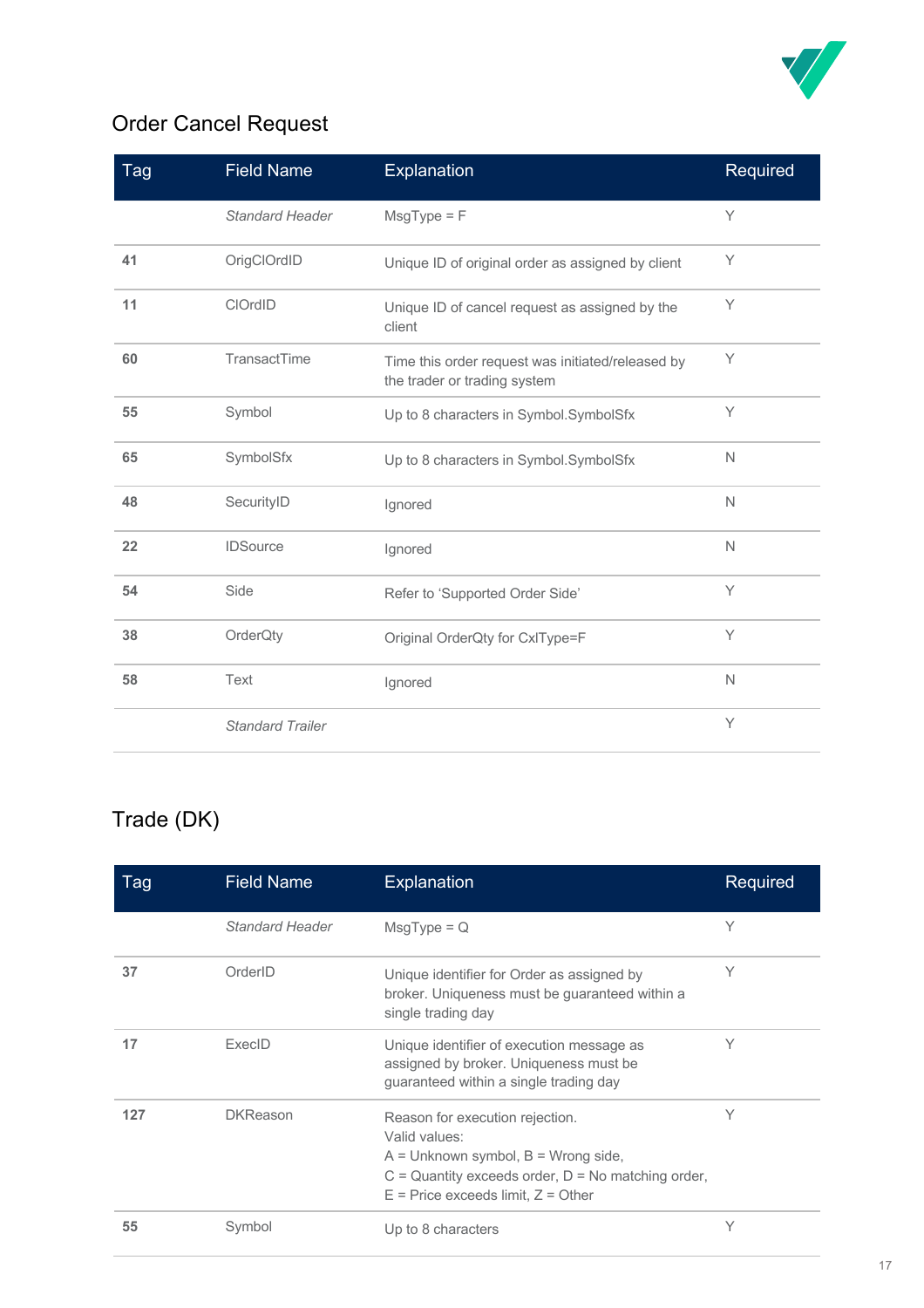## Order Cancel Request

| Tag | Field Name | Explanation | Required |
|---|---|---|---|
| | *Standard Header* | MsgType = F | Y |
| **41** | OrigClOrdID | Unique ID of original order as assigned by client | Y |
| **11** | ClOrdID | Unique ID of cancel request as assigned by the client | Y |
| **60** | TransactTime | Time this order request was initiated/released by the trader or trading system | Y |
| **55** | Symbol | Up to 8 characters in Symbol.SymbolSfx | Y |
| **65** | SymbolSfx | Up to 8 characters in Symbol.SymbolSfx | N |
| **48** | SecurityID | Ignored | N |
| **22** | IDSource | Ignored | N |
| **54** | Side | Refer to 'Supported Order Side' | Y |
| **38** | OrderQty | Original OrderQty for CxlType=F | Y |
| **58** | Text | Ignored | N |
| | *Standard Trailer* | | Y |

## Trade (DK)

| Tag | Field Name | Explanation | Required |
|---|---|---|---|
| | *Standard Header* | MsgType = Q | Y |
| **37** | OrderID | Unique identifier for Order as assigned by broker. Uniqueness must be guaranteed within a single trading day | Y |
| **17** | ExecID | Unique identifier of execution message as assigned by broker. Uniqueness must be guaranteed within a single trading day | Y |
| **127** | DKReason | Reason for execution rejection.<br>Valid values:<br>A = Unknown symbol, B = Wrong side,<br>C = Quantity exceeds order, D = No matching order,<br>E = Price exceeds limit, Z = Other | Y |
| **55** | Symbol | Up to 8 characters | Y |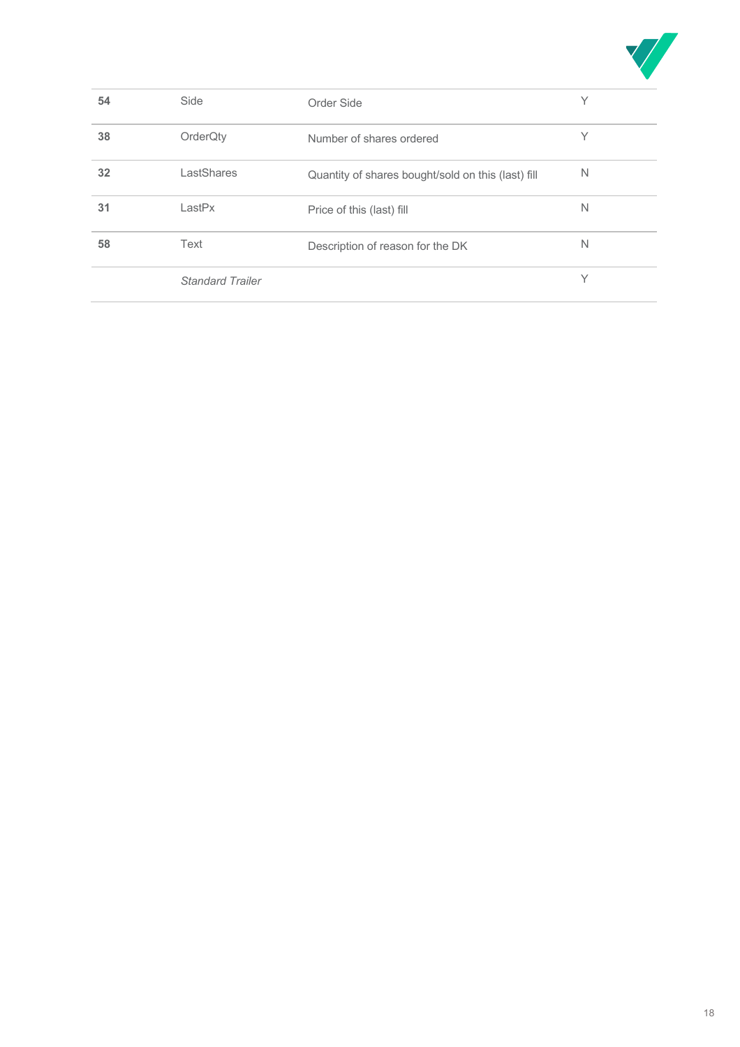| | | | |
|---|---|---|---|
| **54** | Side | Order Side | Y |
| **38** | OrderQty | Number of shares ordered | Y |
| **32** | LastShares | Quantity of shares bought/sold on this (last) fill | N |
| **31** | LastPx | Price of this (last) fill | N |
| **58** | Text | Description of reason for the DK | N |
| | *Standard Trailer* | | Y |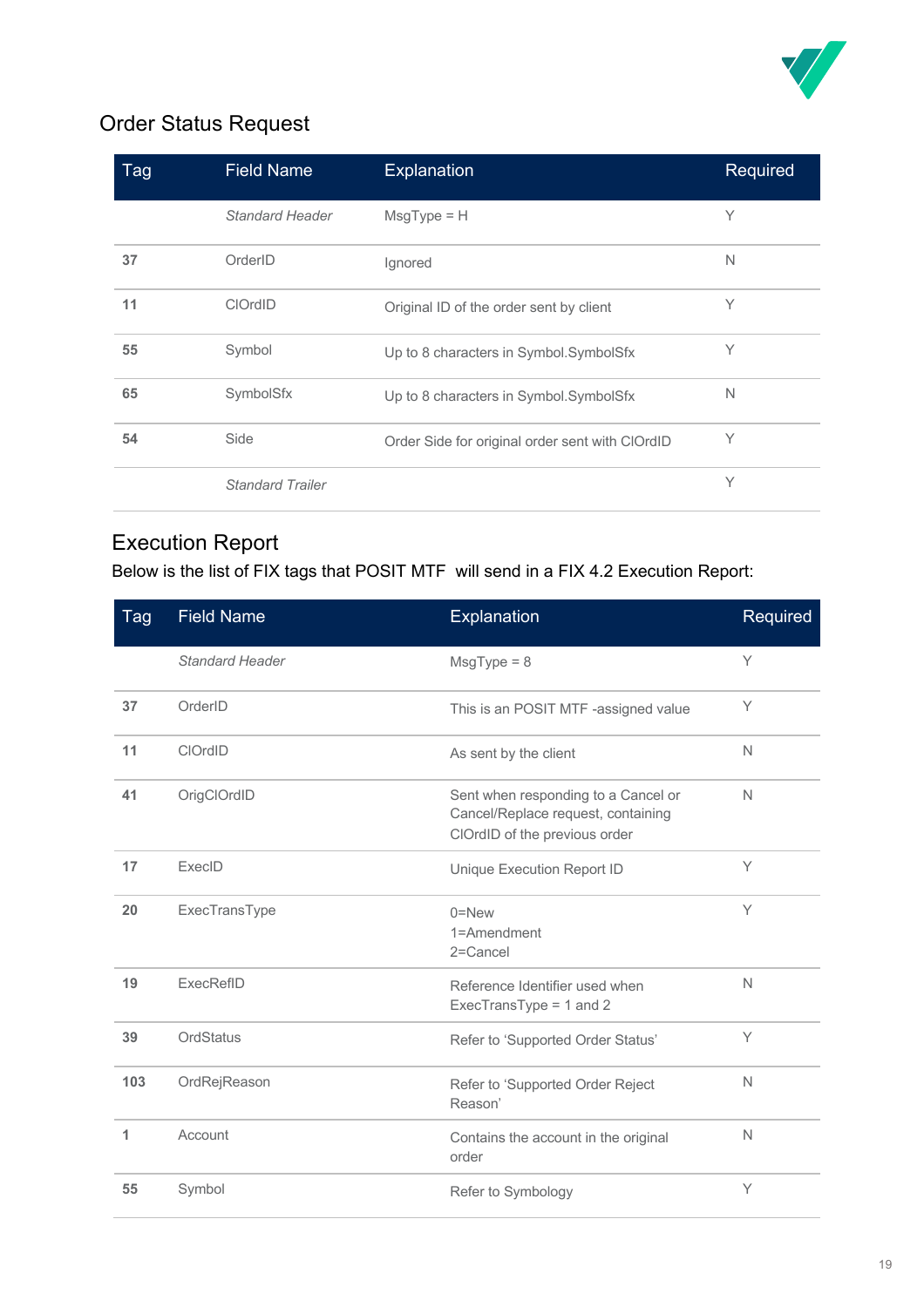## Order Status Request

| Tag | Field Name | Explanation | Required |
|---|---|---|---|
| | *Standard Header* | MsgType = H | Y |
| **37** | OrderID | Ignored | N |
| **11** | ClOrdID | Original ID of the order sent by client | Y |
| **55** | Symbol | Up to 8 characters in Symbol.SymbolSfx | Y |
| **65** | SymbolSfx | Up to 8 characters in Symbol.SymbolSfx | N |
| **54** | Side | Order Side for original order sent with ClOrdID | Y |
| | *Standard Trailer* | | Y |

## Execution Report

Below is the list of FIX tags that POSIT MTF will send in a FIX 4.2 Execution Report:

| Tag | Field Name | Explanation | Required |
|---|---|---|---|
| | *Standard Header* | MsgType = 8 | Y |
| **37** | OrderID | This is an POSIT MTF -assigned value | Y |
| **11** | ClOrdID | As sent by the client | N |
| **41** | OrigClOrdID | Sent when responding to a Cancel or Cancel/Replace request, containing ClOrdID of the previous order | N |
| **17** | ExecID | Unique Execution Report ID | Y |
| **20** | ExecTransType | 0=New<br>1=Amendment<br>2=Cancel | Y |
| **19** | ExecRefID | Reference Identifier used when ExecTransType = 1 and 2 | N |
| **39** | OrdStatus | Refer to 'Supported Order Status' | Y |
| **103** | OrdRejReason | Refer to 'Supported Order Reject Reason' | N |
| **1** | Account | Contains the account in the original order | N |
| **55** | Symbol | Refer to Symbology | Y |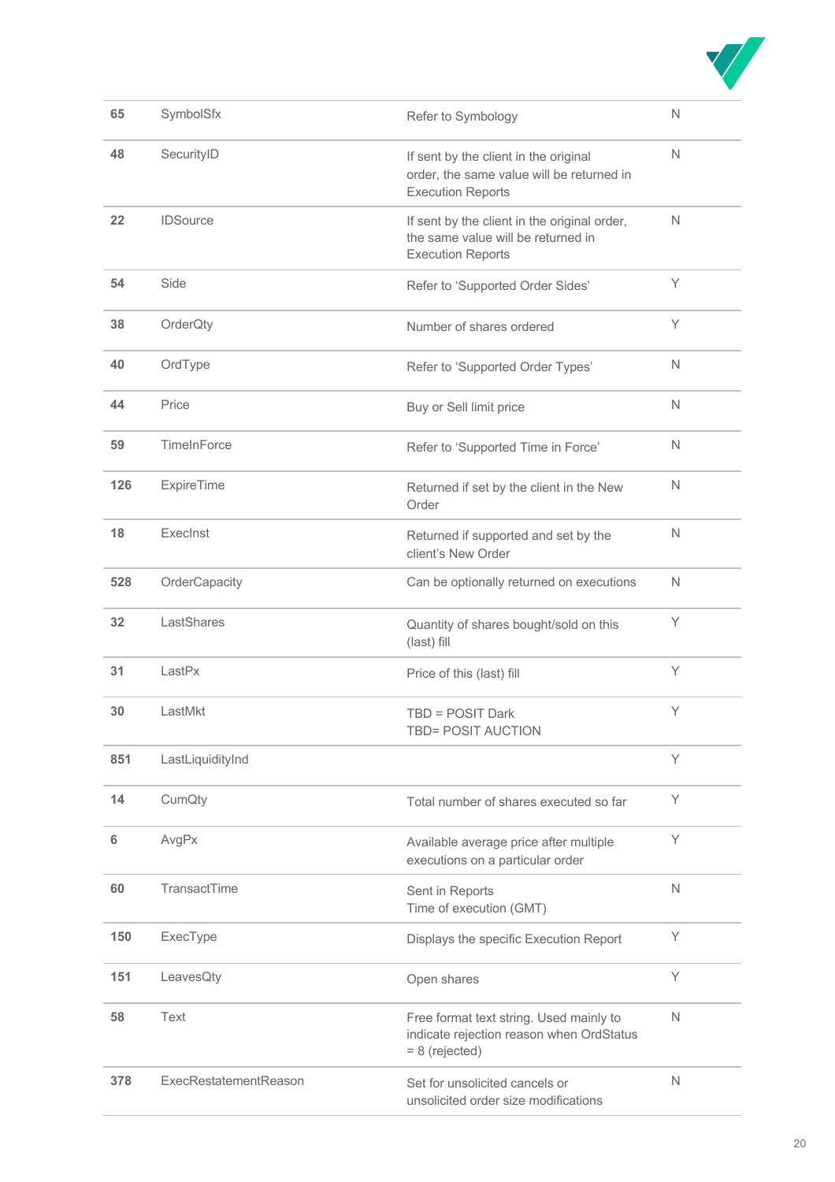| | | | |
|---|---|---|---|
| 65 | SymbolSfx | Refer to Symbology | N |
| 48 | SecurityID | If sent by the client in the original order, the same value will be returned in Execution Reports | N |
| 22 | IDSource | If sent by the client in the original order, the same value will be returned in Execution Reports | N |
| 54 | Side | Refer to 'Supported Order Sides' | Y |
| 38 | OrderQty | Number of shares ordered | Y |
| 40 | OrdType | Refer to 'Supported Order Types' | N |
| 44 | Price | Buy or Sell limit price | N |
| 59 | TimeInForce | Refer to 'Supported Time in Force' | N |
| 126 | ExpireTime | Returned if set by the client in the New Order | N |
| 18 | ExecInst | Returned if supported and set by the client's New Order | N |
| 528 | OrderCapacity | Can be optionally returned on executions | N |
| 32 | LastShares | Quantity of shares bought/sold on this (last) fill | Y |
| 31 | LastPx | Price of this (last) fill | Y |
| 30 | LastMkt | TBD = POSIT Dark<br>TBD= POSIT AUCTION | Y |
| 851 | LastLiquidityInd | | Y |
| 14 | CumQty | Total number of shares executed so far | Y |
| 6 | AvgPx | Available average price after multiple executions on a particular order | Y |
| 60 | TransactTime | Sent in Reports<br>Time of execution (GMT) | N |
| 150 | ExecType | Displays the specific Execution Report | Y |
| 151 | LeavesQty | Open shares | Y |
| 58 | Text | Free format text string. Used mainly to indicate rejection reason when OrdStatus = 8 (rejected) | N |
| 378 | ExecRestatementReason | Set for unsolicited cancels or unsolicited order size modifications | N |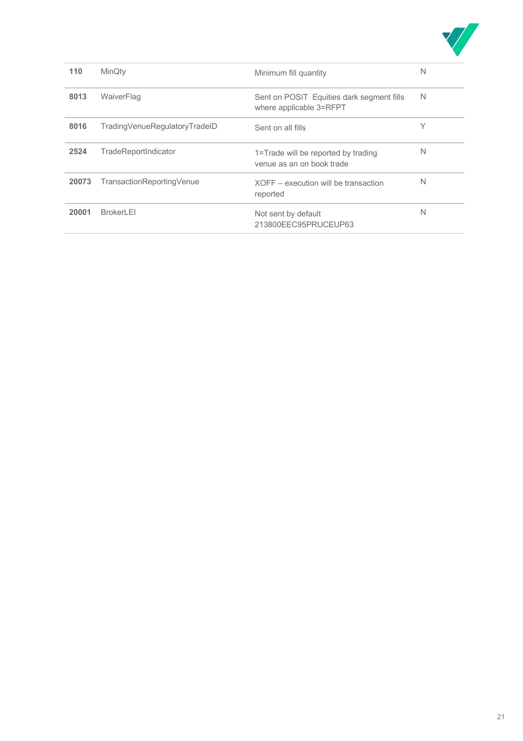| | | | |
|---|---|---|---|
| **110** | MinQty | Minimum fill quantity | N |
| **8013** | WaiverFlag | Sent on POSIT Equities dark segment fills where applicable 3=RFPT | N |
| **8016** | TradingVenueRegulatoryTradeID | Sent on all fills | Y |
| **2524** | TradeReportIndicator | 1=Trade will be reported by trading venue as an on book trade | N |
| **20073** | TransactionReportingVenue | XOFF – execution will be transaction reported | N |
| **20001** | BrokerLEI | Not sent by default 213800EEC95PRUCEUP63 | N |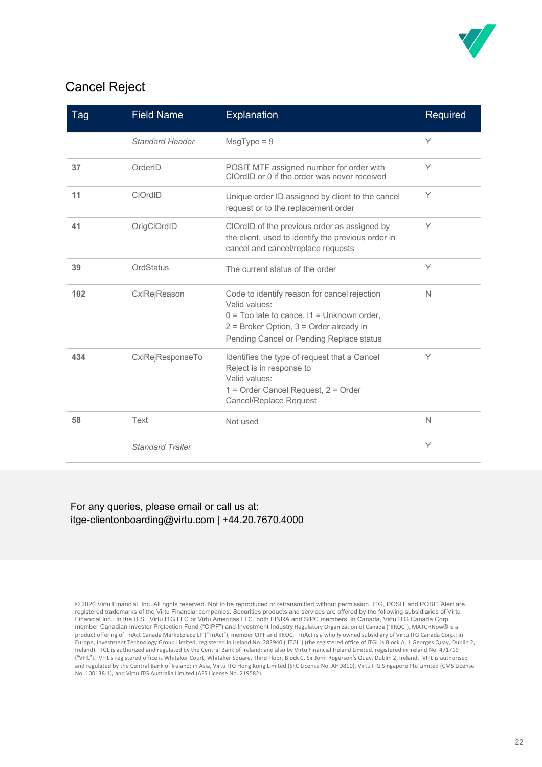## Cancel Reject

| Tag | Field Name | Explanation | Required |
|---|---|---|---|
| | *Standard Header* | MsgType = 9 | Y |
| **37** | OrderID | POSIT MTF assigned number for order with ClOrdID or 0 if the order was never received | Y |
| **11** | ClOrdID | Unique order ID assigned by client to the cancel request or to the replacement order | Y |
| **41** | OrigClOrdID | ClOrdID of the previous order as assigned by the client, used to identify the previous order in cancel and cancel/replace requests | Y |
| **39** | OrdStatus | The current status of the order | Y |
| **102** | CxlRejReason | Code to identify reason for cancel rejection Valid values: 0 = Too late to cance, l1 = Unknown order, 2 = Broker Option, 3 = Order already in Pending Cancel or Pending Replace status | N |
| **434** | CxlRejResponseTo | Identifies the type of request that a Cancel Reject is in response to Valid values: 1 = Order Cancel Request, 2 = Order Cancel/Replace Request | Y |
| **58** | Text | Not used | N |
| | *Standard Trailer* | | Y |

For any queries, please email or call us at:
itge-clientonboarding@virtu.com | +44.20.7670.4000

© 2020 Virtu Financial, Inc. All rights reserved. Not to be reproduced or retransmitted without permission. ITG, POSIT and POSIT Alert are registered trademarks of the Virtu Financial companies. Securities products and services are offered by the following subsidiaries of Virtu Financial Inc. In the U.S., Virtu ITG LLC or Virtu Americas LLC, both FINRA and SIPC members; in Canada, Virtu ITG Canada Corp., member Canadian Investor Protection Fund ("CIPF") and Investment Industry Regulatory Organization of Canada ("IIROC"), MATCHNow® is a product offering of TriAct Canada Marketplace LP ("TriAct"), member CIPF and IIROC. TriAct is a wholly owned subsidiary of Virtu ITG Canada Corp.; in Europe, Investment Technology Group Limited, registered in Ireland No. 283940 ("ITGL") (the registered office of ITGL is Block A, 1 Georges Quay, Dublin 2, Ireland). ITGL is authorized and regulated by the Central Bank of Ireland; and also by Virtu Financial Ireland Limited, registered in Ireland No. 471719 ("VFIL"). VFIL's registered office is Whitaker Court, Whitaker Square, Third Floor, Block C, Sir John Rogerson's Quay, Dublin 2, Ireland. VFIL is authorised and regulated by the Central Bank of Ireland; in Asia, Virtu ITG Hong Kong Limited (SFC License No. AHD810), Virtu ITG Singapore Pte Limited (CMS License No. 100138-1), and Virtu ITG Australia Limited (AFS License No. 219582).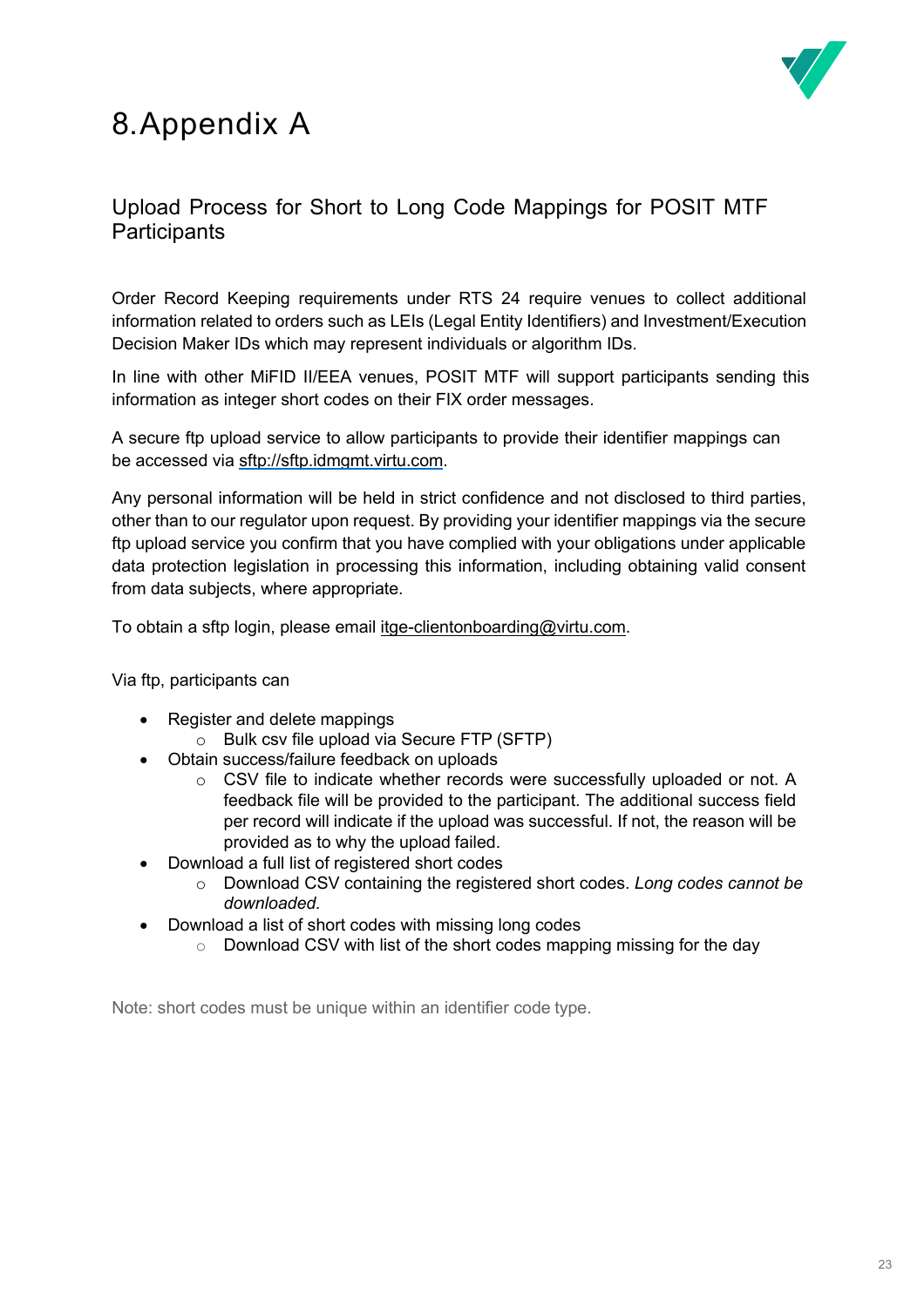# 8. Appendix A

## Upload Process for Short to Long Code Mappings for POSIT MTF Participants

Order Record Keeping requirements under RTS 24 require venues to collect additional information related to orders such as LEIs (Legal Entity Identifiers) and Investment/Execution Decision Maker IDs which may represent individuals or algorithm IDs.

In line with other MiFID II/EEA venues, POSIT MTF will support participants sending this information as integer short codes on their FIX order messages.

A secure ftp upload service to allow participants to provide their identifier mappings can be accessed via sftp://sftp.idmgmt.virtu.com.

Any personal information will be held in strict confidence and not disclosed to third parties, other than to our regulator upon request. By providing your identifier mappings via the secure ftp upload service you confirm that you have complied with your obligations under applicable data protection legislation in processing this information, including obtaining valid consent from data subjects, where appropriate.

To obtain a sftp login, please email itge-clientonboarding@virtu.com.

Via ftp, participants can

- Register and delete mappings
  - Bulk csv file upload via Secure FTP (SFTP)
- Obtain success/failure feedback on uploads
  - CSV file to indicate whether records were successfully uploaded or not. A feedback file will be provided to the participant. The additional success field per record will indicate if the upload was successful. If not, the reason will be provided as to why the upload failed.
- Download a full list of registered short codes
  - Download CSV containing the registered short codes. *Long codes cannot be downloaded.*
- Download a list of short codes with missing long codes
  - Download CSV with list of the short codes mapping missing for the day

Note: short codes must be unique within an identifier code type.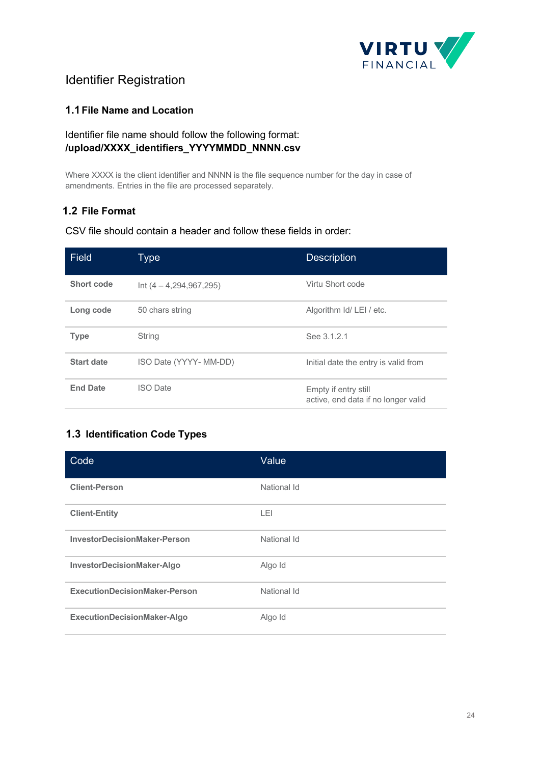# Identifier Registration

## 1.1 File Name and Location

Identifier file name should follow the following format:
**/upload/XXXX_identifiers_YYYYMMDD_NNNN.csv**

Where XXXX is the client identifier and NNNN is the file sequence number for the day in case of amendments. Entries in the file are processed separately.

## 1.2 File Format

CSV file should contain a header and follow these fields in order:

| Field | Type | Description |
|---|---|---|
| **Short code** | Int (4 – 4,294,967,295) | Virtu Short code |
| **Long code** | 50 chars string | Algorithm Id/ LEI / etc. |
| **Type** | String | See 3.1.2.1 |
| **Start date** | ISO Date (YYYY- MM-DD) | Initial date the entry is valid from |
| **End Date** | ISO Date | Empty if entry still active, end data if no longer valid |

## 1.3 Identification Code Types

| Code | Value |
|---|---|
| **Client-Person** | National Id |
| **Client-Entity** | LEI |
| **InvestorDecisionMaker-Person** | National Id |
| **InvestorDecisionMaker-Algo** | Algo Id |
| **ExecutionDecisionMaker-Person** | National Id |
| **ExecutionDecisionMaker-Algo** | Algo Id |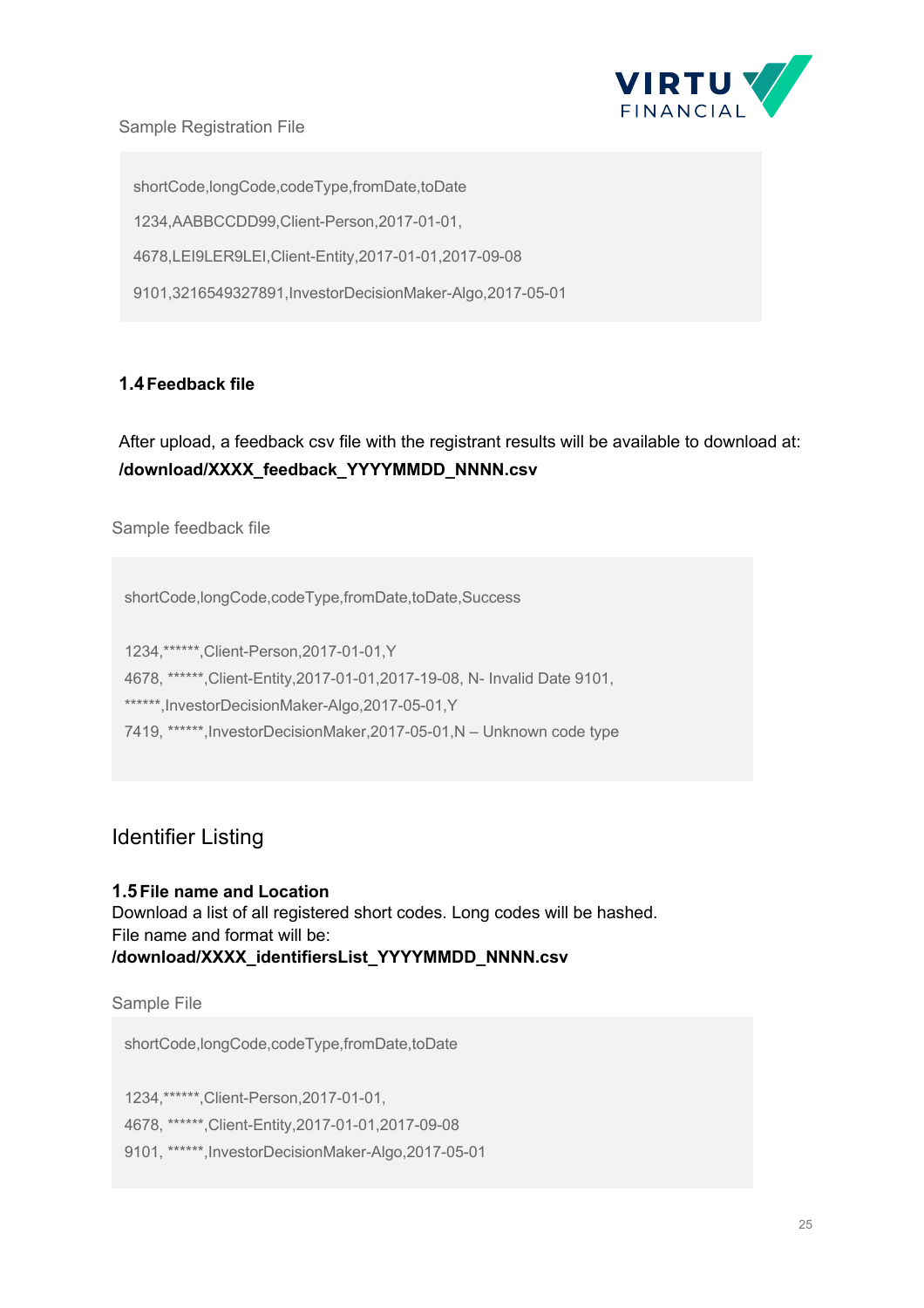Sample Registration File

```
shortCode,longCode,codeType,fromDate,toDate
1234,AABBCCDD99,Client-Person,2017-01-01,
4678,LEI9LER9LEI,Client-Entity,2017-01-01,2017-09-08
9101,3216549327891,InvestorDecisionMaker-Algo,2017-05-01
```

### 1.4 Feedback file

After upload, a feedback csv file with the registrant results will be available to download at: **/download/XXXX_feedback_YYYYMMDD_NNNN.csv**

Sample feedback file

```
shortCode,longCode,codeType,fromDate,toDate,Success

1234,******,Client-Person,2017-01-01,Y
4678, ******,Client-Entity,2017-01-01,2017-19-08, N- Invalid Date 9101,
******,InvestorDecisionMaker-Algo,2017-05-01,Y
7419, ******,InvestorDecisionMaker,2017-05-01,N – Unknown code type
```

## Identifier Listing

### 1.5 File name and Location

Download a list of all registered short codes. Long codes will be hashed.
File name and format will be:
**/download/XXXX_identifiersList_YYYYMMDD_NNNN.csv**

Sample File

```
shortCode,longCode,codeType,fromDate,toDate

1234,******,Client-Person,2017-01-01,
4678, ******,Client-Entity,2017-01-01,2017-09-08
9101, ******,InvestorDecisionMaker-Algo,2017-05-01
```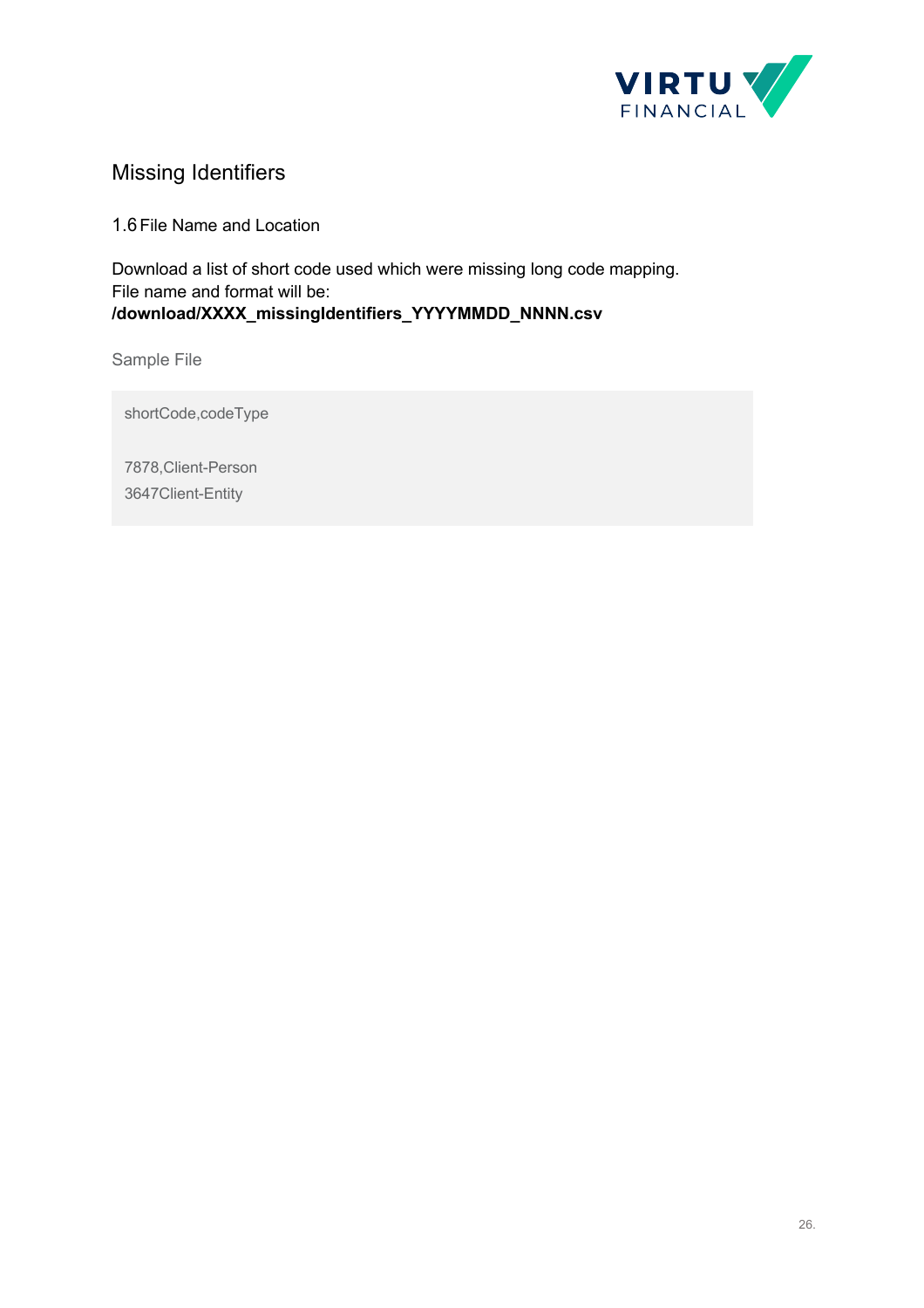## Missing Identifiers

### 1.6 File Name and Location

Download a list of short code used which were missing long code mapping.
File name and format will be:
**/download/XXXX_missingIdentifiers_YYYYMMDD_NNNN.csv**

Sample File

```
shortCode,codeType

7878,Client-Person
3647Client-Entity
```